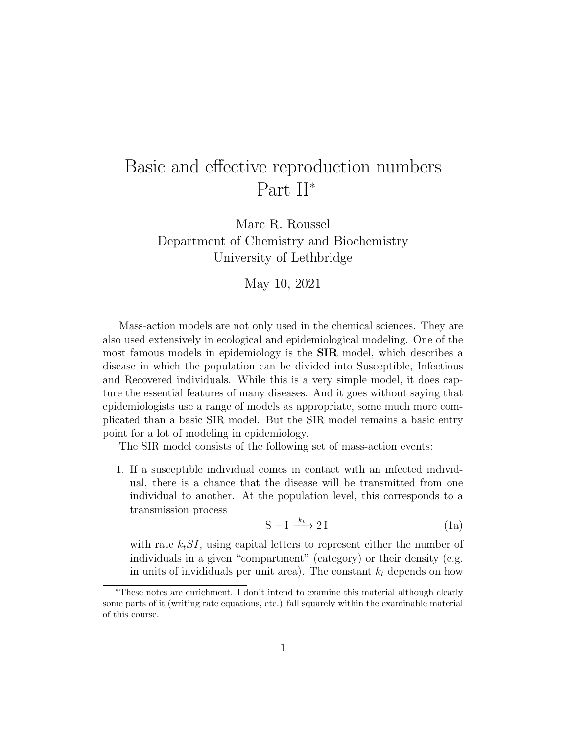# Basic and effective reproduction numbers Part II*

Marc R. Roussel
Department of Chemistry and Biochemistry
University of Lethbridge

May 10, 2021

Mass-action models are not only used in the chemical sciences. They are also used extensively in ecological and epidemiological modeling. One of the most famous models in epidemiology is the **SIR** model, which describes a disease in which the population can be divided into Susceptible, Infectious and Recovered individuals. While this is a very simple model, it does capture the essential features of many diseases. And it goes without saying that epidemiologists use a range of models as appropriate, some much more complicated than a basic SIR model. But the SIR model remains a basic entry point for a lot of modeling in epidemiology.

The SIR model consists of the following set of mass-action events:

1. If a susceptible individual comes in contact with an infected individual, there is a chance that the disease will be transmitted from one individual to another. At the population level, this corresponds to a transmission process

$$\mathrm{S} + \mathrm{I} \xrightarrow{k_t} 2\,\mathrm{I} \tag{1a}$$

with rate $k_t SI$, using capital letters to represent either the number of individuals in a given "compartment" (category) or their density (e.g. in units of invididuals per unit area). The constant $k_t$ depends on how

---

*These notes are enrichment. I don't intend to examine this material although clearly some parts of it (writing rate equations, etc.) fall squarely within the examinable material of this course.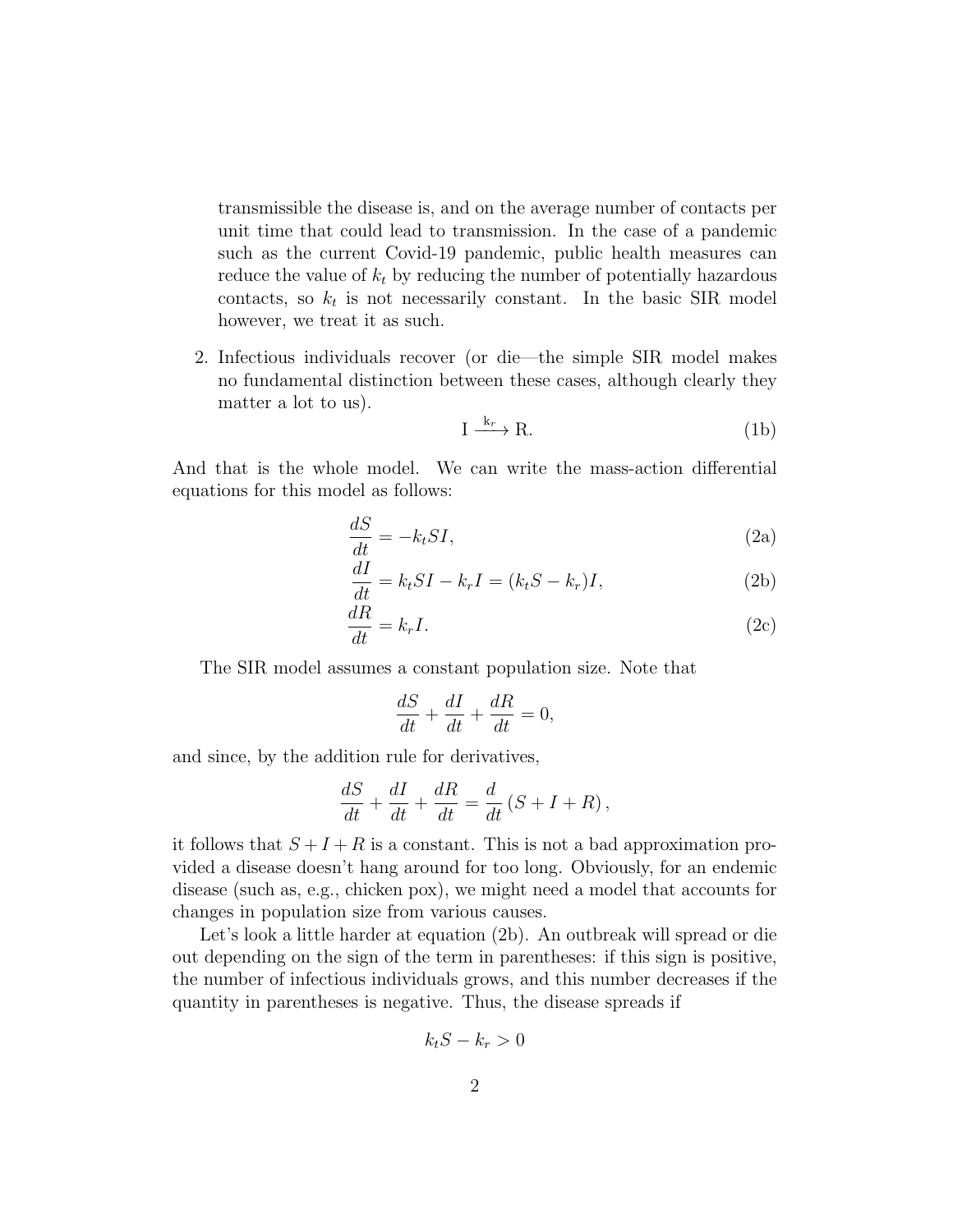transmissible the disease is, and on the average number of contacts per unit time that could lead to transmission. In the case of a pandemic such as the current Covid-19 pandemic, public health measures can reduce the value of $k_t$ by reducing the number of potentially hazardous contacts, so $k_t$ is not necessarily constant. In the basic SIR model however, we treat it as such.

2. Infectious individuals recover (or die—the simple SIR model makes no fundamental distinction between these cases, although clearly they matter a lot to us).

$$\mathrm{I} \xrightarrow{k_r} \mathrm{R}. \tag{1b}$$

And that is the whole model. We can write the mass-action differential equations for this model as follows:

$$\frac{dS}{dt} = -k_t S I, \tag{2a}$$

$$\frac{dI}{dt} = k_t S I - k_r I = (k_t S - k_r) I, \tag{2b}$$

$$\frac{dR}{dt} = k_r I. \tag{2c}$$

The SIR model assumes a constant population size. Note that

$$\frac{dS}{dt} + \frac{dI}{dt} + \frac{dR}{dt} = 0,$$

and since, by the addition rule for derivatives,

$$\frac{dS}{dt} + \frac{dI}{dt} + \frac{dR}{dt} = \frac{d}{dt}\left(S + I + R\right),$$

it follows that $S + I + R$ is a constant. This is not a bad approximation provided a disease doesn't hang around for too long. Obviously, for an endemic disease (such as, e.g., chicken pox), we might need a model that accounts for changes in population size from various causes.

Let's look a little harder at equation (2b). An outbreak will spread or die out depending on the sign of the term in parentheses: if this sign is positive, the number of infectious individuals grows, and this number decreases if the quantity in parentheses is negative. Thus, the disease spreads if

$$k_t S - k_r > 0$$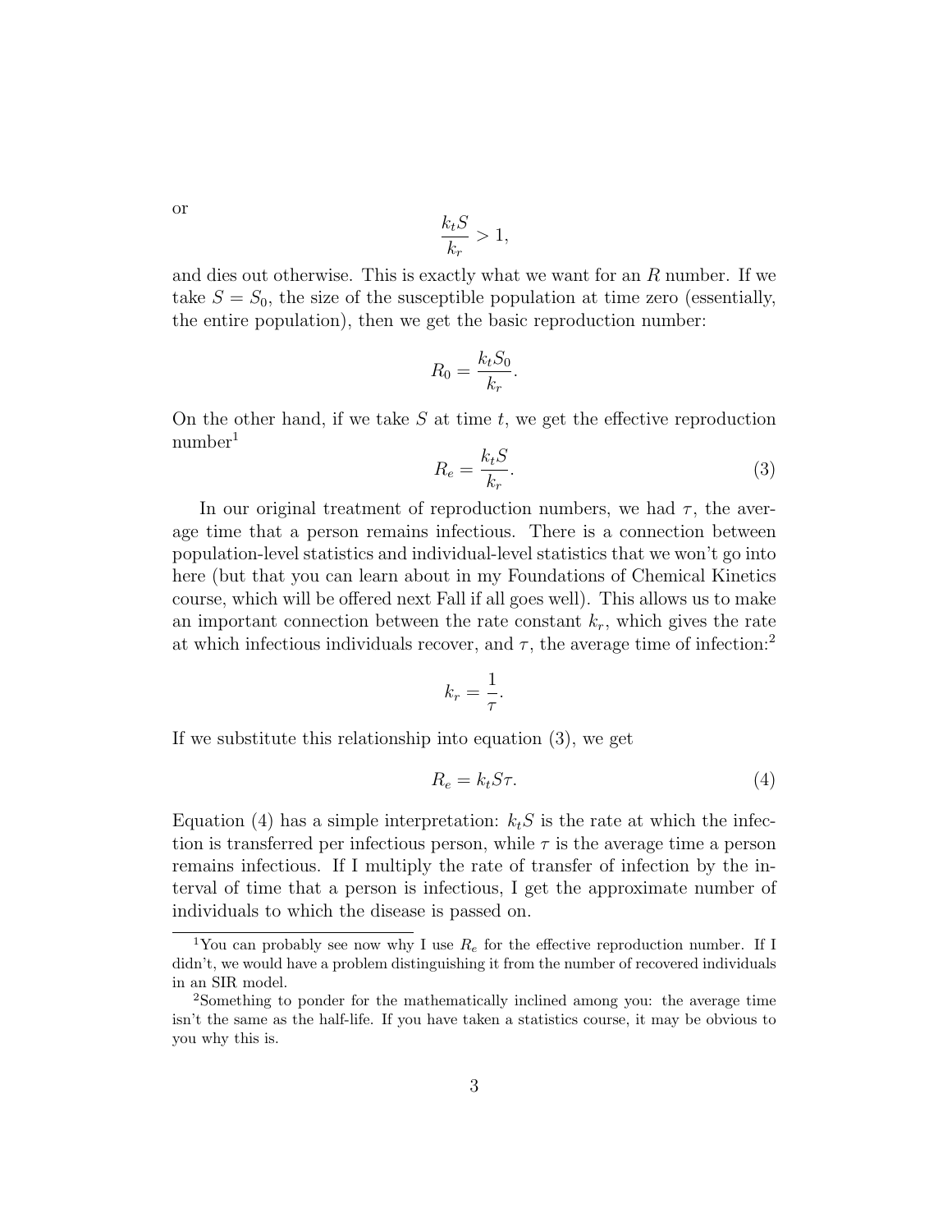or

$$\frac{k_t S}{k_r} > 1,$$

and dies out otherwise. This is exactly what we want for an $R$ number. If we take $S = S_0$, the size of the susceptible population at time zero (essentially, the entire population), then we get the basic reproduction number:

$$R_0 = \frac{k_t S_0}{k_r}.$$

On the other hand, if we take $S$ at time $t$, we get the effective reproduction number[1]

$$R_e = \frac{k_t S}{k_r}. \tag{3}$$

In our original treatment of reproduction numbers, we had $\tau$, the average time that a person remains infectious. There is a connection between population-level statistics and individual-level statistics that we won't go into here (but that you can learn about in my Foundations of Chemical Kinetics course, which will be offered next Fall if all goes well). This allows us to make an important connection between the rate constant $k_r$, which gives the rate at which infectious individuals recover, and $\tau$, the average time of infection:[2]

$$k_r = \frac{1}{\tau}.$$

If we substitute this relationship into equation (3), we get

$$R_e = k_t S \tau. \tag{4}$$

Equation (4) has a simple interpretation: $k_t S$ is the rate at which the infection is transferred per infectious person, while $\tau$ is the average time a person remains infectious. If I multiply the rate of transfer of infection by the interval of time that a person is infectious, I get the approximate number of individuals to which the disease is passed on.

---

[1] You can probably see now why I use $R_e$ for the effective reproduction number. If I didn't, we would have a problem distinguishing it from the number of recovered individuals in an SIR model.

[2] Something to ponder for the mathematically inclined among you: the average time isn't the same as the half-life. If you have taken a statistics course, it may be obvious to you why this is.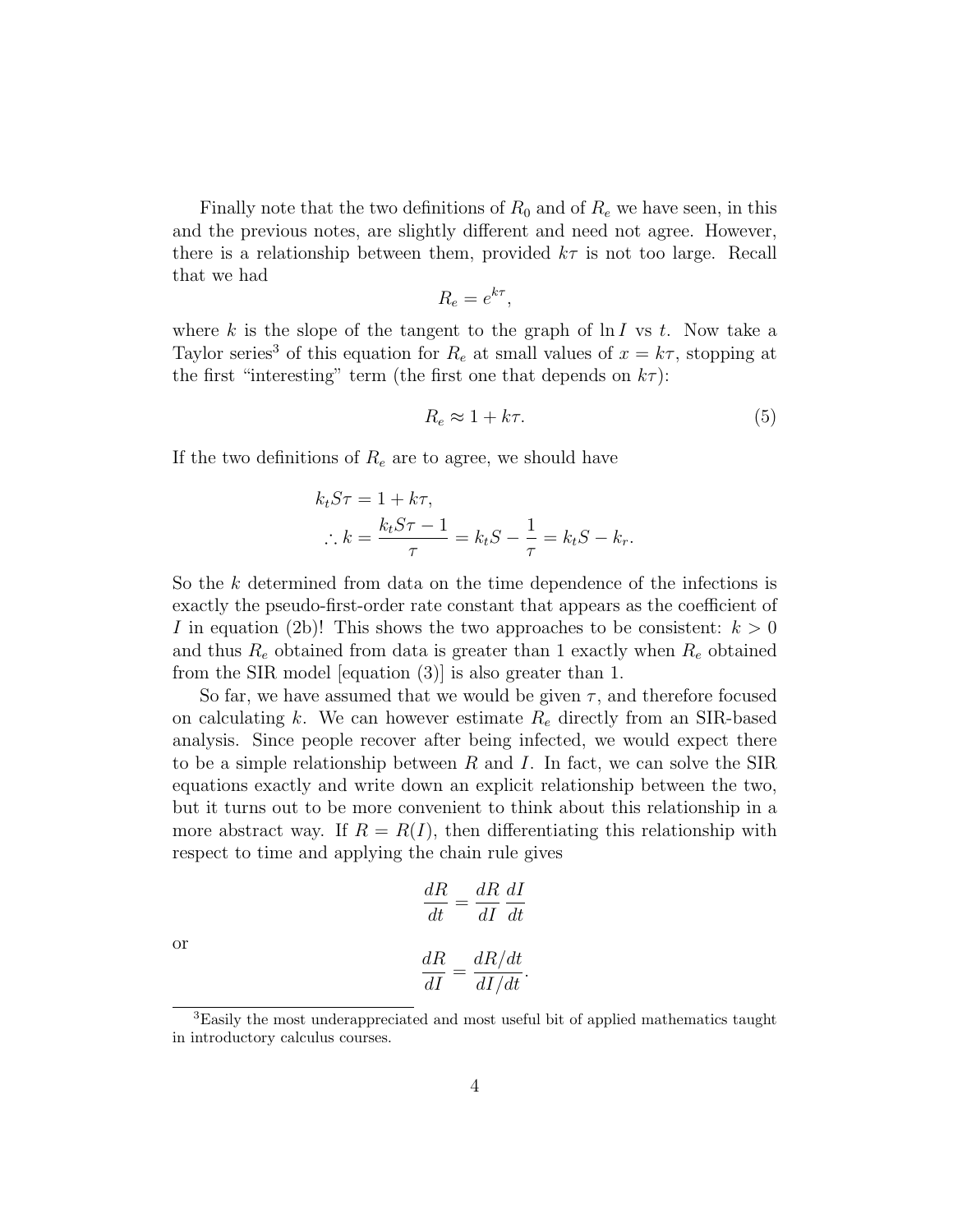Finally note that the two definitions of $R_0$ and of $R_e$ we have seen, in this and the previous notes, are slightly different and need not agree. However, there is a relationship between them, provided $k\tau$ is not too large. Recall that we had

$$R_e = e^{k\tau},$$

where $k$ is the slope of the tangent to the graph of $\ln I$ vs $t$. Now take a Taylor series[3] of this equation for $R_e$ at small values of $x = k\tau$, stopping at the first "interesting" term (the first one that depends on $k\tau$):

$$R_e \approx 1 + k\tau. \tag{5}$$

If the two definitions of $R_e$ are to agree, we should have

$$\begin{aligned}
k_t S \tau &= 1 + k\tau, \\
\therefore k &= \frac{k_t S \tau - 1}{\tau} = k_t S - \frac{1}{\tau} = k_t S - k_r.
\end{aligned}$$

So the $k$ determined from data on the time dependence of the infections is exactly the pseudo-first-order rate constant that appears as the coefficient of $I$ in equation (2b)! This shows the two approaches to be consistent: $k > 0$ and thus $R_e$ obtained from data is greater than 1 exactly when $R_e$ obtained from the SIR model [equation (3)] is also greater than 1.

So far, we have assumed that we would be given $\tau$, and therefore focused on calculating $k$. We can however estimate $R_e$ directly from an SIR-based analysis. Since people recover after being infected, we would expect there to be a simple relationship between $R$ and $I$. In fact, we can solve the SIR equations exactly and write down an explicit relationship between the two, but it turns out to be more convenient to think about this relationship in a more abstract way. If $R = R(I)$, then differentiating this relationship with respect to time and applying the chain rule gives

$$\frac{dR}{dt} = \frac{dR}{dI}\frac{dI}{dt}$$

or

$$\frac{dR}{dI} = \frac{dR/dt}{dI/dt}.$$

[3] Easily the most underappreciated and most useful bit of applied mathematics taught in introductory calculus courses.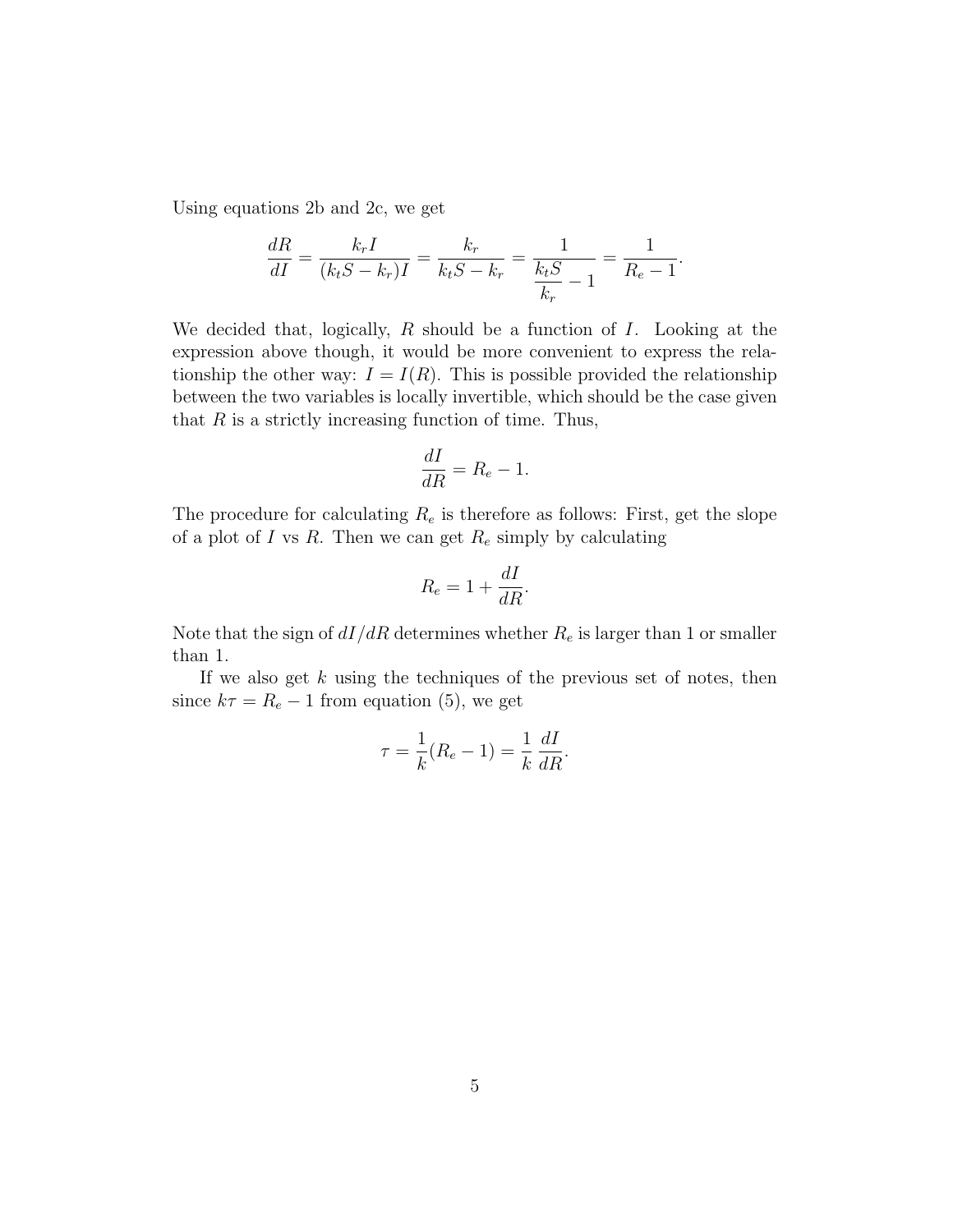Using equations 2b and 2c, we get

$$\frac{dR}{dI} = \frac{k_r I}{(k_t S - k_r)I} = \frac{k_r}{k_t S - k_r} = \frac{1}{\dfrac{k_t S}{k_r} - 1} = \frac{1}{R_e - 1}.$$

We decided that, logically, $R$ should be a function of $I$. Looking at the expression above though, it would be more convenient to express the relationship the other way: $I = I(R)$. This is possible provided the relationship between the two variables is locally invertible, which should be the case given that $R$ is a strictly increasing function of time. Thus,

$$\frac{dI}{dR} = R_e - 1.$$

The procedure for calculating $R_e$ is therefore as follows: First, get the slope of a plot of $I$ vs $R$. Then we can get $R_e$ simply by calculating

$$R_e = 1 + \frac{dI}{dR}.$$

Note that the sign of $dI/dR$ determines whether $R_e$ is larger than 1 or smaller than 1.

If we also get $k$ using the techniques of the previous set of notes, then since $k\tau = R_e - 1$ from equation (5), we get

$$\tau = \frac{1}{k}(R_e - 1) = \frac{1}{k}\,\frac{dI}{dR}.$$